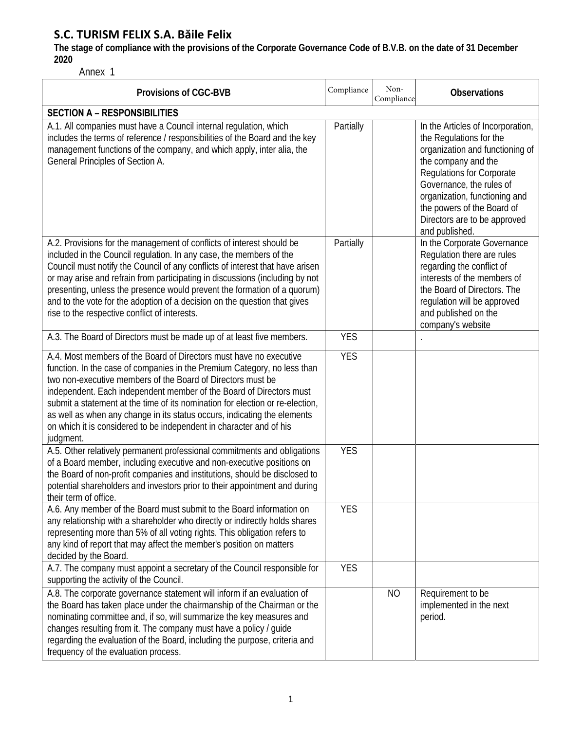# S.C. TURISM FELIX S.A. Băile Felix

**The stage of compliance with the provisions of the Corporate Governance Code of B.V.B. on the date of 31 December 2020**

Annex 1

| Provisions of CGC-BVB | Compliance | Non-Compliance | Observations |
|---|---|---|---|
| **SECTION A – RESPONSIBILITIES** | | | |
| A.1. All companies must have a Council internal regulation, which includes the terms of reference / responsibilities of the Board and the key management functions of the company, and which apply, inter alia, the General Principles of Section A. | Partially | | In the Articles of Incorporation, the Regulations for the organization and functioning of the company and the Regulations for Corporate Governance, the rules of organization, functioning and the powers of the Board of Directors are to be approved and published. |
| A.2. Provisions for the management of conflicts of interest should be included in the Council regulation. In any case, the members of the Council must notify the Council of any conflicts of interest that have arisen or may arise and refrain from participating in discussions (including by not presenting, unless the presence would prevent the formation of a quorum) and to the vote for the adoption of a decision on the question that gives rise to the respective conflict of interests. | Partially | | In the Corporate Governance Regulation there are rules regarding the conflict of interests of the members of the Board of Directors. The regulation will be approved and published on the company's website |
| A.3. The Board of Directors must be made up of at least five members. | YES | | . |
| A.4. Most members of the Board of Directors must have no executive function. In the case of companies in the Premium Category, no less than two non-executive members of the Board of Directors must be independent. Each independent member of the Board of Directors must submit a statement at the time of its nomination for election or re-election, as well as when any change in its status occurs, indicating the elements on which it is considered to be independent in character and of his judgment. | YES | | |
| A.5. Other relatively permanent professional commitments and obligations of a Board member, including executive and non-executive positions on the Board of non-profit companies and institutions, should be disclosed to potential shareholders and investors prior to their appointment and during their term of office. | YES | | |
| A.6. Any member of the Board must submit to the Board information on any relationship with a shareholder who directly or indirectly holds shares representing more than 5% of all voting rights. This obligation refers to any kind of report that may affect the member's position on matters decided by the Board. | YES | | |
| A.7. The company must appoint a secretary of the Council responsible for supporting the activity of the Council. | YES | | |
| A.8. The corporate governance statement will inform if an evaluation of the Board has taken place under the chairmanship of the Chairman or the nominating committee and, if so, will summarize the key measures and changes resulting from it. The company must have a policy / guide regarding the evaluation of the Board, including the purpose, criteria and frequency of the evaluation process. | | NO | Requirement to be implemented in the next period. |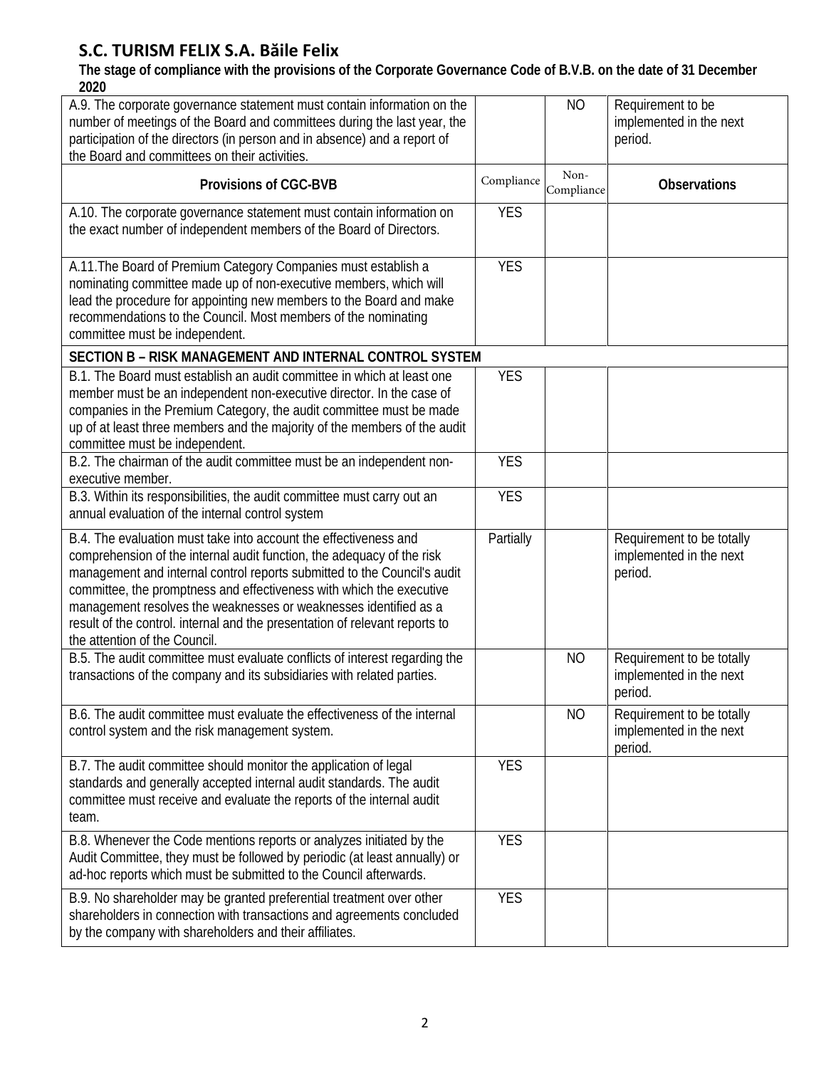## S.C. TURISM FELIX S.A. Băile Felix

**The stage of compliance with the provisions of the Corporate Governance Code of B.V.B. on the date of 31 December 2020**

| A.9. The corporate governance statement must contain information on the number of meetings of the Board and committees during the last year, the participation of the directors (in person and in absence) and a report of the Board and committees on their activities. | | NO | Requirement to be implemented in the next period. |
|---|---|---|---|
| **Provisions of CGC-BVB** | Compliance | Non-Compliance | **Observations** |
| A.10. The corporate governance statement must contain information on the exact number of independent members of the Board of Directors. | YES | | |
| A.11. The Board of Premium Category Companies must establish a nominating committee made up of non-executive members, which will lead the procedure for appointing new members to the Board and make recommendations to the Council. Most members of the nominating committee must be independent. | YES | | |
| **SECTION B – RISK MANAGEMENT AND INTERNAL CONTROL SYSTEM** | | | |
| B.1. The Board must establish an audit committee in which at least one member must be an independent non-executive director. In the case of companies in the Premium Category, the audit committee must be made up of at least three members and the majority of the members of the audit committee must be independent. | YES | | |
| B.2. The chairman of the audit committee must be an independent non-executive member. | YES | | |
| B.3. Within its responsibilities, the audit committee must carry out an annual evaluation of the internal control system | YES | | |
| B.4. The evaluation must take into account the effectiveness and comprehension of the internal audit function, the adequacy of the risk management and internal control reports submitted to the Council's audit committee, the promptness and effectiveness with which the executive management resolves the weaknesses or weaknesses identified as a result of the control. internal and the presentation of relevant reports to the attention of the Council. | Partially | | Requirement to be totally implemented in the next period. |
| B.5. The audit committee must evaluate conflicts of interest regarding the transactions of the company and its subsidiaries with related parties. | | NO | Requirement to be totally implemented in the next period. |
| B.6. The audit committee must evaluate the effectiveness of the internal control system and the risk management system. | | NO | Requirement to be totally implemented in the next period. |
| B.7. The audit committee should monitor the application of legal standards and generally accepted internal audit standards. The audit committee must receive and evaluate the reports of the internal audit team. | YES | | |
| B.8. Whenever the Code mentions reports or analyzes initiated by the Audit Committee, they must be followed by periodic (at least annually) or ad-hoc reports which must be submitted to the Council afterwards. | YES | | |
| B.9. No shareholder may be granted preferential treatment over other shareholders in connection with transactions and agreements concluded by the company with shareholders and their affiliates. | YES | | |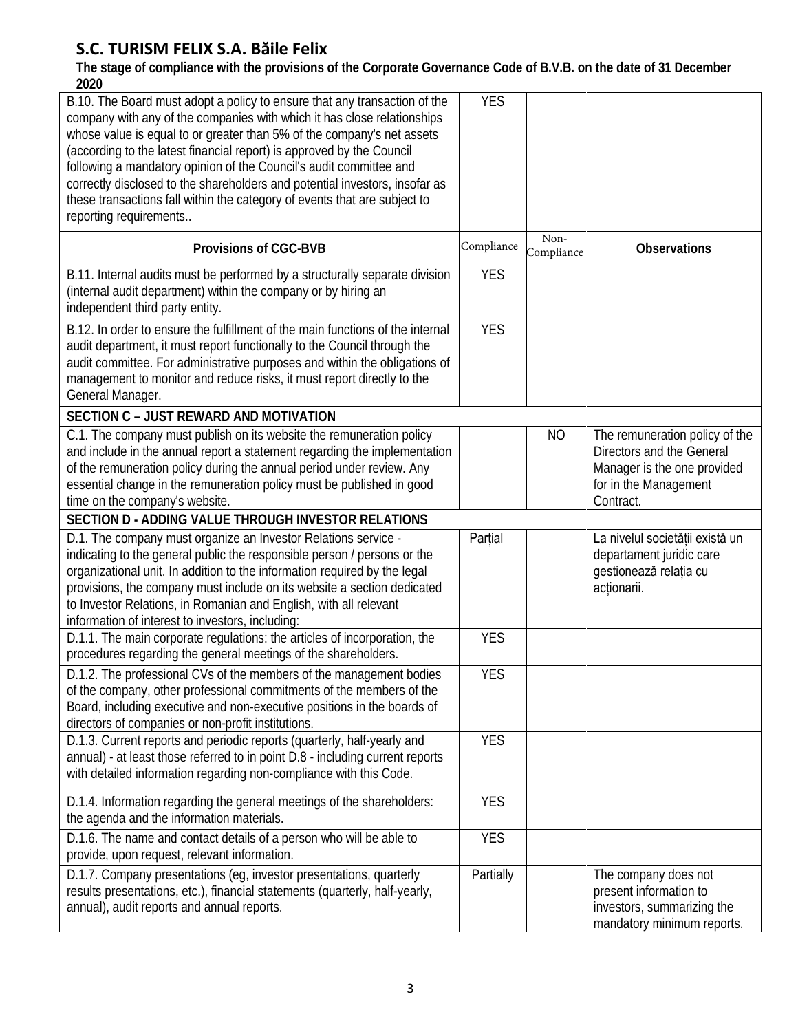## S.C. TURISM FELIX S.A. Băile Felix

**The stage of compliance with the provisions of the Corporate Governance Code of B.V.B. on the date of 31 December 2020**

| Provisions of CGC-BVB | Compliance | Non-Compliance | Observations |
|---|---|---|---|
| B.10. The Board must adopt a policy to ensure that any transaction of the company with any of the companies with which it has close relationships whose value is equal to or greater than 5% of the company's net assets (according to the latest financial report) is approved by the Council following a mandatory opinion of the Council's audit committee and correctly disclosed to the shareholders and potential investors, insofar as these transactions fall within the category of events that are subject to reporting requirements.. | YES | | |
| B.11. Internal audits must be performed by a structurally separate division (internal audit department) within the company or by hiring an independent third party entity. | YES | | |
| B.12. In order to ensure the fulfillment of the main functions of the internal audit department, it must report functionally to the Council through the audit committee. For administrative purposes and within the obligations of management to monitor and reduce risks, it must report directly to the General Manager. | YES | | |
| **SECTION C – JUST REWARD AND MOTIVATION** | | | |
| C.1. The company must publish on its website the remuneration policy and include in the annual report a statement regarding the implementation of the remuneration policy during the annual period under review. Any essential change in the remuneration policy must be published in good time on the company's website. | | NO | The remuneration policy of the Directors and the General Manager is the one provided for in the Management Contract. |
| **SECTION D - ADDING VALUE THROUGH INVESTOR RELATIONS** | | | |
| D.1. The company must organize an Investor Relations service - indicating to the general public the responsible person / persons or the organizational unit. In addition to the information required by the legal provisions, the company must include on its website a section dedicated to Investor Relations, in Romanian and English, with all relevant information of interest to investors, including: | Parțial | | La nivelul societății există un departament juridic care gestionează relația cu acționarii. |
| D.1.1. The main corporate regulations: the articles of incorporation, the procedures regarding the general meetings of the shareholders. | YES | | |
| D.1.2. The professional CVs of the members of the management bodies of the company, other professional commitments of the members of the Board, including executive and non-executive positions in the boards of directors of companies or non-profit institutions. | YES | | |
| D.1.3. Current reports and periodic reports (quarterly, half-yearly and annual) - at least those referred to in point D.8 - including current reports with detailed information regarding non-compliance with this Code. | YES | | |
| D.1.4. Information regarding the general meetings of the shareholders: the agenda and the information materials. | YES | | |
| D.1.6. The name and contact details of a person who will be able to provide, upon request, relevant information. | YES | | |
| D.1.7. Company presentations (eg, investor presentations, quarterly results presentations, etc.), financial statements (quarterly, half-yearly, annual), audit reports and annual reports. | Partially | | The company does not present information to investors, summarizing the mandatory minimum reports. |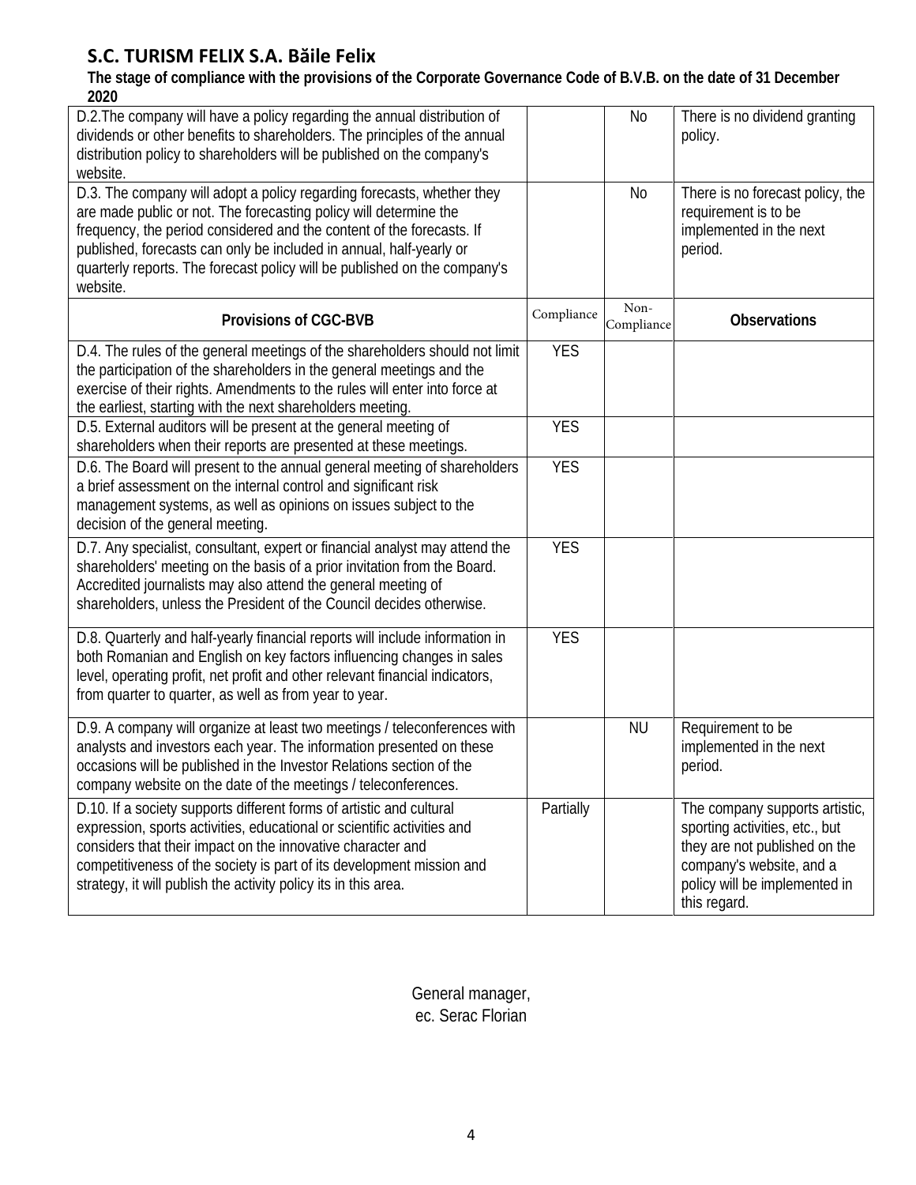**S.C. TURISM FELIX S.A. Băile Felix**

**The stage of compliance with the provisions of the Corporate Governance Code of B.V.B. on the date of 31 December 2020**

| | | | |
|---|---|---|---|
| D.2.The company will have a policy regarding the annual distribution of dividends or other benefits to shareholders. The principles of the annual distribution policy to shareholders will be published on the company's website. | | No | There is no dividend granting policy. |
| D.3. The company will adopt a policy regarding forecasts, whether they are made public or not. The forecasting policy will determine the frequency, the period considered and the content of the forecasts. If published, forecasts can only be included in annual, half-yearly or quarterly reports. The forecast policy will be published on the company's website. | | No | There is no forecast policy, the requirement is to be implemented in the next period. |
| **Provisions of CGC-BVB** | Compliance | Non-Compliance | **Observations** |
| D.4. The rules of the general meetings of the shareholders should not limit the participation of the shareholders in the general meetings and the exercise of their rights. Amendments to the rules will enter into force at the earliest, starting with the next shareholders meeting. | YES | | |
| D.5. External auditors will be present at the general meeting of shareholders when their reports are presented at these meetings. | YES | | |
| D.6. The Board will present to the annual general meeting of shareholders a brief assessment on the internal control and significant risk management systems, as well as opinions on issues subject to the decision of the general meeting. | YES | | |
| D.7. Any specialist, consultant, expert or financial analyst may attend the shareholders' meeting on the basis of a prior invitation from the Board. Accredited journalists may also attend the general meeting of shareholders, unless the President of the Council decides otherwise. | YES | | |
| D.8. Quarterly and half-yearly financial reports will include information in both Romanian and English on key factors influencing changes in sales level, operating profit, net profit and other relevant financial indicators, from quarter to quarter, as well as from year to year. | YES | | |
| D.9. A company will organize at least two meetings / teleconferences with analysts and investors each year. The information presented on these occasions will be published in the Investor Relations section of the company website on the date of the meetings / teleconferences. | | NU | Requirement to be implemented in the next period. |
| D.10. If a society supports different forms of artistic and cultural expression, sports activities, educational or scientific activities and considers that their impact on the innovative character and competitiveness of the society is part of its development mission and strategy, it will publish the activity policy its in this area. | Partially | | The company supports artistic, sporting activities, etc., but they are not published on the company's website, and a policy will be implemented in this regard. |

General manager,
ec. Serac Florian